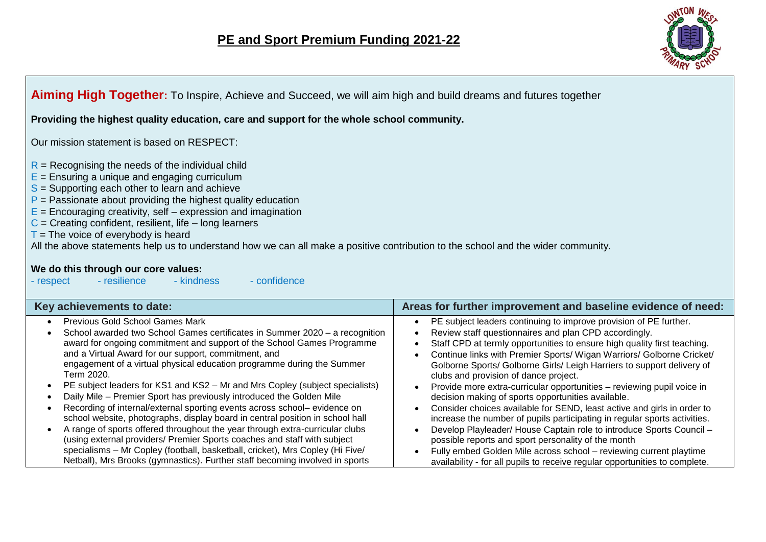# PE and Sport Premium Funding 2021-22

**Aiming High Together:** To Inspire, Achieve and Succeed, we will aim high and build dreams and futures together

**Providing the highest quality education, care and support for the whole school community.**

Our mission statement is based on RESPECT:

R = Recognising the needs of the individual child
E = Ensuring a unique and engaging curriculum
S = Supporting each other to learn and achieve
P = Passionate about providing the highest quality education
E = Encouraging creativity, self – expression and imagination
C = Creating confident, resilient, life – long learners
T = The voice of everybody is heard

All the above statements help us to understand how we can all make a positive contribution to the school and the wider community.

**We do this through our core values:**

- respect - resilience - kindness - confidence

| Key achievements to date: | Areas for further improvement and baseline evidence of need: |
| --- | --- |
| • Previous Gold School Games Mark<br>• School awarded two School Games certificates in Summer 2020 – a recognition award for ongoing commitment and support of the School Games Programme and a Virtual Award for our support, commitment, and engagement of a virtual physical education programme during the Summer Term 2020.<br>• PE subject leaders for KS1 and KS2 – Mr and Mrs Copley (subject specialists)<br>• Daily Mile – Premier Sport has previously introduced the Golden Mile<br>• Recording of internal/external sporting events across school– evidence on school website, photographs, display board in central position in school hall<br>• A range of sports offered throughout the year through extra-curricular clubs (using external providers/ Premier Sports coaches and staff with subject specialisms – Mr Copley (football, basketball, cricket), Mrs Copley (Hi Five/ Netball), Mrs Brooks (gymnastics). Further staff becoming involved in sports | • PE subject leaders continuing to improve provision of PE further.<br>• Review staff questionnaires and plan CPD accordingly.<br>• Staff CPD at termly opportunities to ensure high quality first teaching.<br>• Continue links with Premier Sports/ Wigan Warriors/ Golborne Cricket/ Golborne Sports/ Golborne Girls/ Leigh Harriers to support delivery of clubs and provision of dance project.<br>• Provide more extra-curricular opportunities – reviewing pupil voice in decision making of sports opportunities available.<br>• Consider choices available for SEND, least active and girls in order to increase the number of pupils participating in regular sports activities.<br>• Develop Playleader/ House Captain role to introduce Sports Council – possible reports and sport personality of the month<br>• Fully embed Golden Mile across school – reviewing current playtime availability - for all pupils to receive regular opportunities to complete. |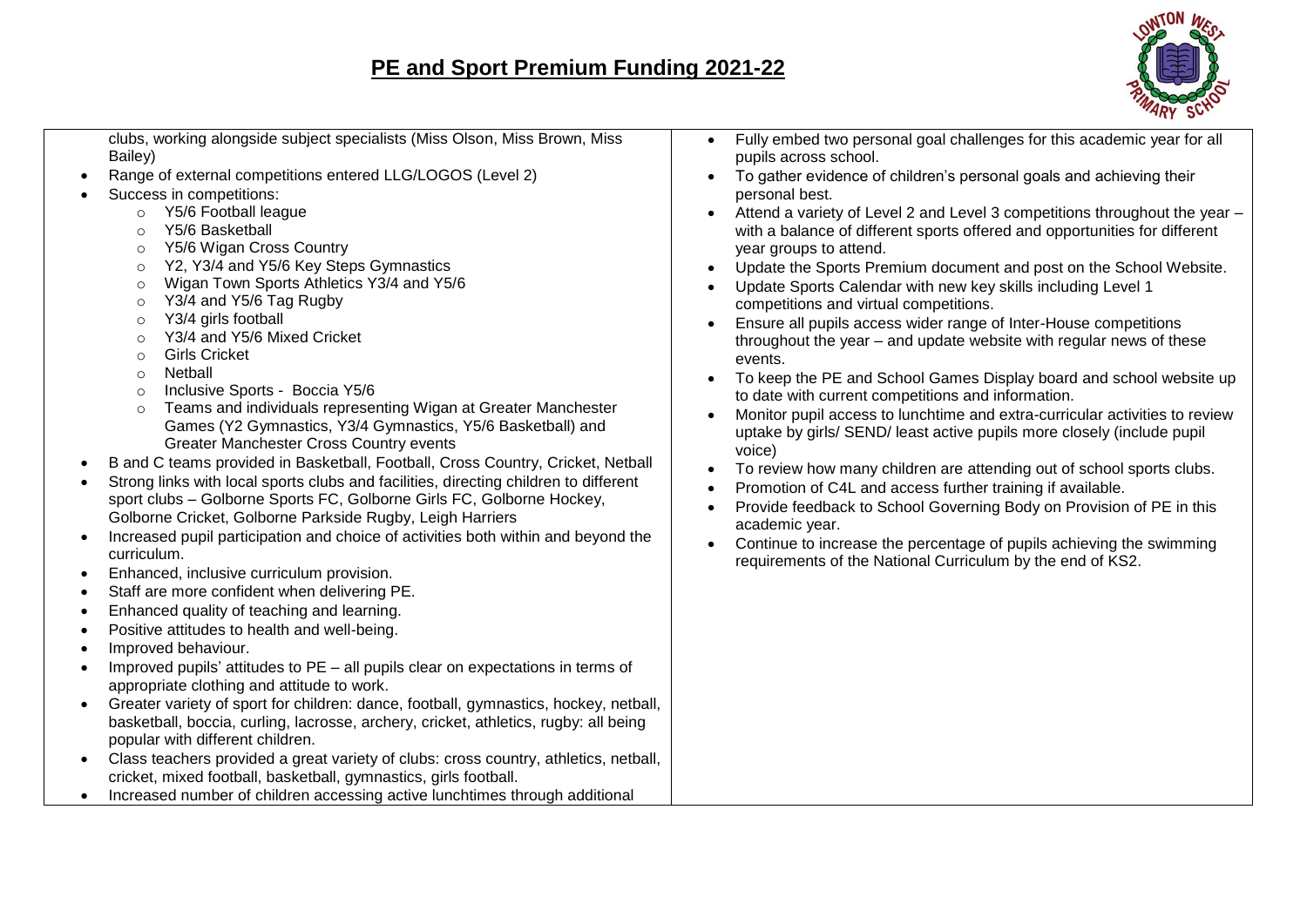# PE and Sport Premium Funding 2021-22

| | |
|---|---|
| clubs, working alongside subject specialists (Miss Olson, Miss Brown, Miss Bailey)<br>• Range of external competitions entered LLG/LOGOS (Level 2)<br>• Success in competitions:<br>  ○ Y5/6 Football league<br>  ○ Y5/6 Basketball<br>  ○ Y5/6 Wigan Cross Country<br>  ○ Y2, Y3/4 and Y5/6 Key Steps Gymnastics<br>  ○ Wigan Town Sports Athletics Y3/4 and Y5/6<br>  ○ Y3/4 and Y5/6 Tag Rugby<br>  ○ Y3/4 girls football<br>  ○ Y3/4 and Y5/6 Mixed Cricket<br>  ○ Girls Cricket<br>  ○ Netball<br>  ○ Inclusive Sports - Boccia Y5/6<br>  ○ Teams and individuals representing Wigan at Greater Manchester Games (Y2 Gymnastics, Y3/4 Gymnastics, Y5/6 Basketball) and Greater Manchester Cross Country events<br>• B and C teams provided in Basketball, Football, Cross Country, Cricket, Netball<br>• Strong links with local sports clubs and facilities, directing children to different sport clubs – Golborne Sports FC, Golborne Girls FC, Golborne Hockey, Golborne Cricket, Golborne Parkside Rugby, Leigh Harriers<br>• Increased pupil participation and choice of activities both within and beyond the curriculum.<br>• Enhanced, inclusive curriculum provision.<br>• Staff are more confident when delivering PE.<br>• Enhanced quality of teaching and learning.<br>• Positive attitudes to health and well-being.<br>• Improved behaviour.<br>• Improved pupils' attitudes to PE – all pupils clear on expectations in terms of appropriate clothing and attitude to work.<br>• Greater variety of sport for children: dance, football, gymnastics, hockey, netball, basketball, boccia, curling, lacrosse, archery, cricket, athletics, rugby: all being popular with different children.<br>• Class teachers provided a great variety of clubs: cross country, athletics, netball, cricket, mixed football, basketball, gymnastics, girls football.<br>• Increased number of children accessing active lunchtimes through additional | • Fully embed two personal goal challenges for this academic year for all pupils across school.<br>• To gather evidence of children's personal goals and achieving their personal best.<br>• Attend a variety of Level 2 and Level 3 competitions throughout the year – with a balance of different sports offered and opportunities for different year groups to attend.<br>• Update the Sports Premium document and post on the School Website.<br>• Update Sports Calendar with new key skills including Level 1 competitions and virtual competitions.<br>• Ensure all pupils access wider range of Inter-House competitions throughout the year – and update website with regular news of these events.<br>• To keep the PE and School Games Display board and school website up to date with current competitions and information.<br>• Monitor pupil access to lunchtime and extra-curricular activities to review uptake by girls/ SEND/ least active pupils more closely (include pupil voice)<br>• To review how many children are attending out of school sports clubs.<br>• Promotion of C4L and access further training if available.<br>• Provide feedback to School Governing Body on Provision of PE in this academic year.<br>• Continue to increase the percentage of pupils achieving the swimming requirements of the National Curriculum by the end of KS2. |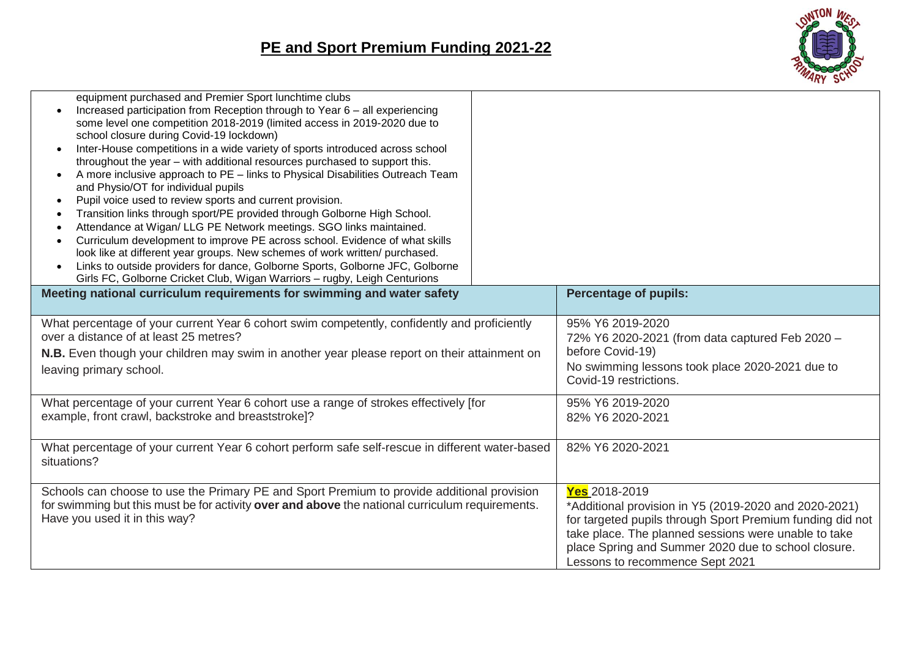## PE and Sport Premium Funding 2021-22

| | |
|---|---|
| equipment purchased and Premier Sport lunchtime clubs<br>• Increased participation from Reception through to Year 6 – all experiencing some level one competition 2018-2019 (limited access in 2019-2020 due to school closure during Covid-19 lockdown)<br>• Inter-House competitions in a wide variety of sports introduced across school throughout the year – with additional resources purchased to support this.<br>• A more inclusive approach to PE – links to Physical Disabilities Outreach Team and Physio/OT for individual pupils<br>• Pupil voice used to review sports and current provision.<br>• Transition links through sport/PE provided through Golborne High School.<br>• Attendance at Wigan/ LLG PE Network meetings. SGO links maintained.<br>• Curriculum development to improve PE across school. Evidence of what skills look like at different year groups. New schemes of work written/ purchased.<br>• Links to outside providers for dance, Golborne Sports, Golborne JFC, Golborne Girls FC, Golborne Cricket Club, Wigan Warriors – rugby, Leigh Centurions | |

| Meeting national curriculum requirements for swimming and water safety | Percentage of pupils: |
|---|---|
| What percentage of your current Year 6 cohort swim competently, confidently and proficiently over a distance of at least 25 metres?<br>**N.B.** Even though your children may swim in another year please report on their attainment on leaving primary school. | 95% Y6 2019-2020<br>72% Y6 2020-2021 (from data captured Feb 2020 – before Covid-19)<br>No swimming lessons took place 2020-2021 due to Covid-19 restrictions. |
| What percentage of your current Year 6 cohort use a range of strokes effectively [for example, front crawl, backstroke and breaststroke]? | 95% Y6 2019-2020<br>82% Y6 2020-2021 |
| What percentage of your current Year 6 cohort perform safe self-rescue in different water-based situations? | 82% Y6 2020-2021 |
| Schools can choose to use the Primary PE and Sport Premium to provide additional provision for swimming but this must be for activity **over and above** the national curriculum requirements. Have you used it in this way? | **Yes** 2018-2019<br>*Additional provision in Y5 (2019-2020 and 2020-2021) for targeted pupils through Sport Premium funding did not take place. The planned sessions were unable to take place Spring and Summer 2020 due to school closure. Lessons to recommence Sept 2021 |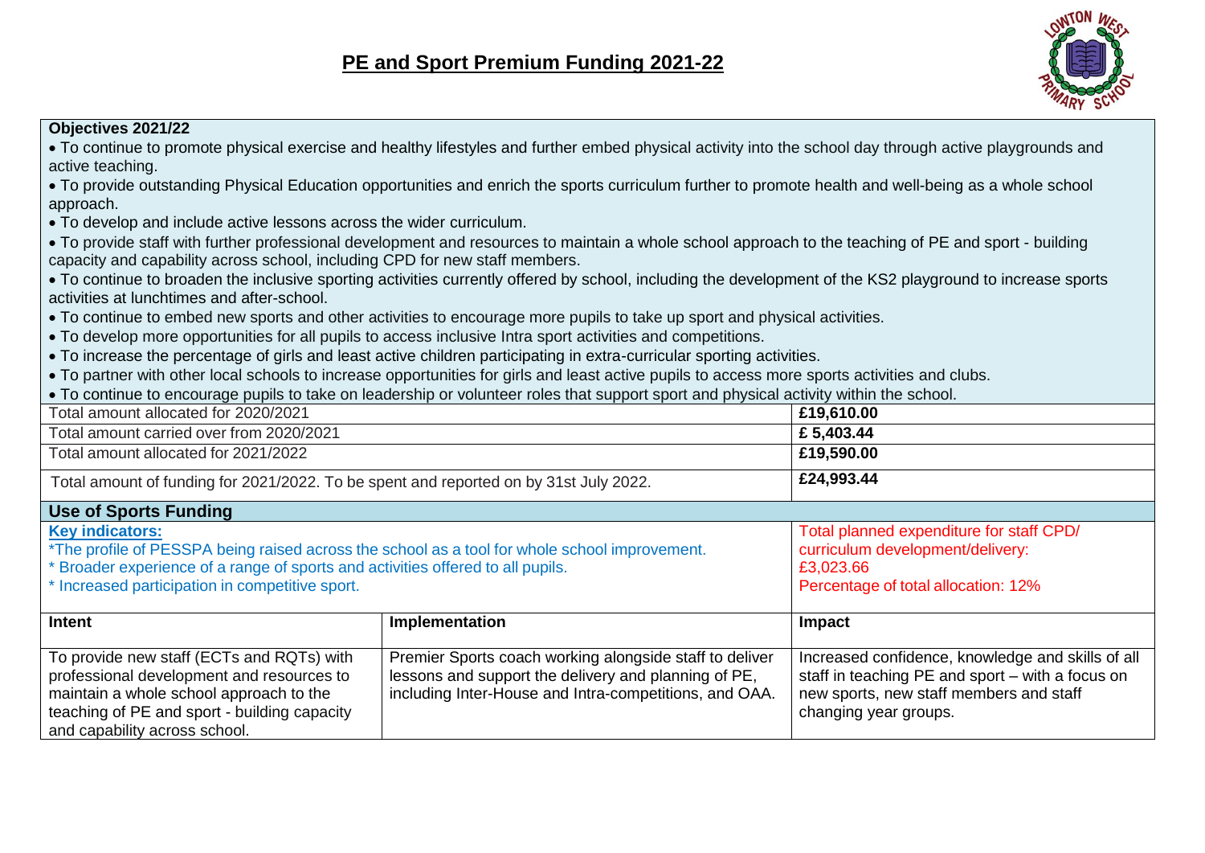# PE and Sport Premium Funding 2021-22

**Objectives 2021/22**

- To continue to promote physical exercise and healthy lifestyles and further embed physical activity into the school day through active playgrounds and active teaching.
- To provide outstanding Physical Education opportunities and enrich the sports curriculum further to promote health and well-being as a whole school approach.
- To develop and include active lessons across the wider curriculum.
- To provide staff with further professional development and resources to maintain a whole school approach to the teaching of PE and sport - building capacity and capability across school, including CPD for new staff members.
- To continue to broaden the inclusive sporting activities currently offered by school, including the development of the KS2 playground to increase sports activities at lunchtimes and after-school.
- To continue to embed new sports and other activities to encourage more pupils to take up sport and physical activities.
- To develop more opportunities for all pupils to access inclusive Intra sport activities and competitions.
- To increase the percentage of girls and least active children participating in extra-curricular sporting activities.
- To partner with other local schools to increase opportunities for girls and least active pupils to access more sports activities and clubs.
- To continue to encourage pupils to take on leadership or volunteer roles that support sport and physical activity within the school.

| | |
|---|---|
| Total amount allocated for 2020/2021 | **£19,610.00** |
| Total amount carried over from 2020/2021 | **£ 5,403.44** |
| Total amount allocated for 2021/2022 | **£19,590.00** |
| Total amount of funding for 2021/2022. To be spent and reported on by 31st July 2022. | **£24,993.44** |

## Use of Sports Funding

**Key indicators:**

*The profile of PESSPA being raised across the school as a tool for whole school improvement.
* Broader experience of a range of sports and activities offered to all pupils.
* Increased participation in competitive sport.

Total planned expenditure for staff CPD/ curriculum development/delivery: £3,023.66
Percentage of total allocation: 12%

| Intent | Implementation | Impact |
|---|---|---|
| To provide new staff (ECTs and RQTs) with professional development and resources to maintain a whole school approach to the teaching of PE and sport - building capacity and capability across school. | Premier Sports coach working alongside staff to deliver lessons and support the delivery and planning of PE, including Inter-House and Intra-competitions, and OAA. | Increased confidence, knowledge and skills of all staff in teaching PE and sport – with a focus on new sports, new staff members and staff changing year groups. |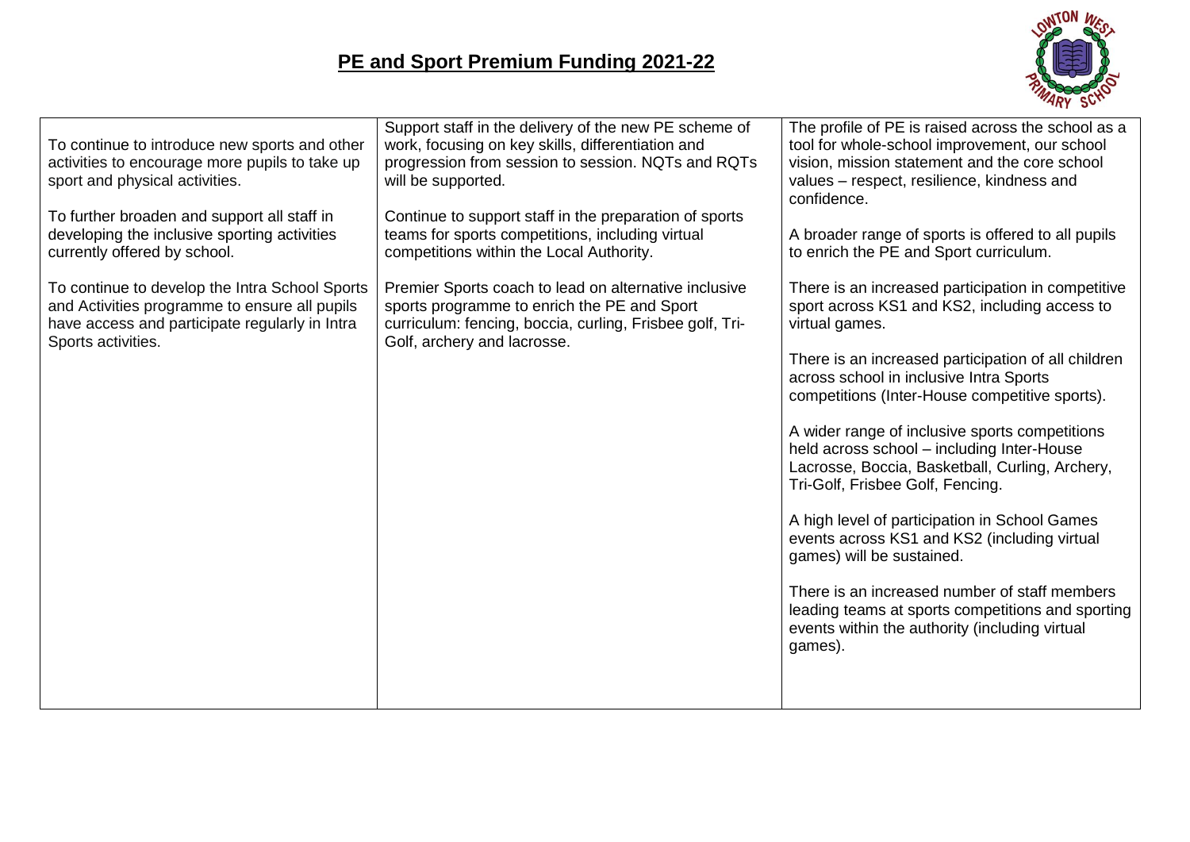# PE and Sport Premium Funding 2021-22

| | | |
|---|---|---|
| To continue to introduce new sports and other activities to encourage more pupils to take up sport and physical activities.<br><br>To further broaden and support all staff in developing the inclusive sporting activities currently offered by school.<br><br>To continue to develop the Intra School Sports and Activities programme to ensure all pupils have access and participate regularly in Intra Sports activities. | Support staff in the delivery of the new PE scheme of work, focusing on key skills, differentiation and progression from session to session. NQTs and RQTs will be supported.<br><br>Continue to support staff in the preparation of sports teams for sports competitions, including virtual competitions within the Local Authority.<br><br>Premier Sports coach to lead on alternative inclusive sports programme to enrich the PE and Sport curriculum: fencing, boccia, curling, Frisbee golf, Tri-Golf, archery and lacrosse. | The profile of PE is raised across the school as a tool for whole-school improvement, our school vision, mission statement and the core school values – respect, resilience, kindness and confidence.<br><br>A broader range of sports is offered to all pupils to enrich the PE and Sport curriculum.<br><br>There is an increased participation in competitive sport across KS1 and KS2, including access to virtual games.<br><br>There is an increased participation of all children across school in inclusive Intra Sports competitions (Inter-House competitive sports).<br><br>A wider range of inclusive sports competitions held across school – including Inter-House Lacrosse, Boccia, Basketball, Curling, Archery, Tri-Golf, Frisbee Golf, Fencing.<br><br>A high level of participation in School Games events across KS1 and KS2 (including virtual games) will be sustained.<br><br>There is an increased number of staff members leading teams at sports competitions and sporting events within the authority (including virtual games). |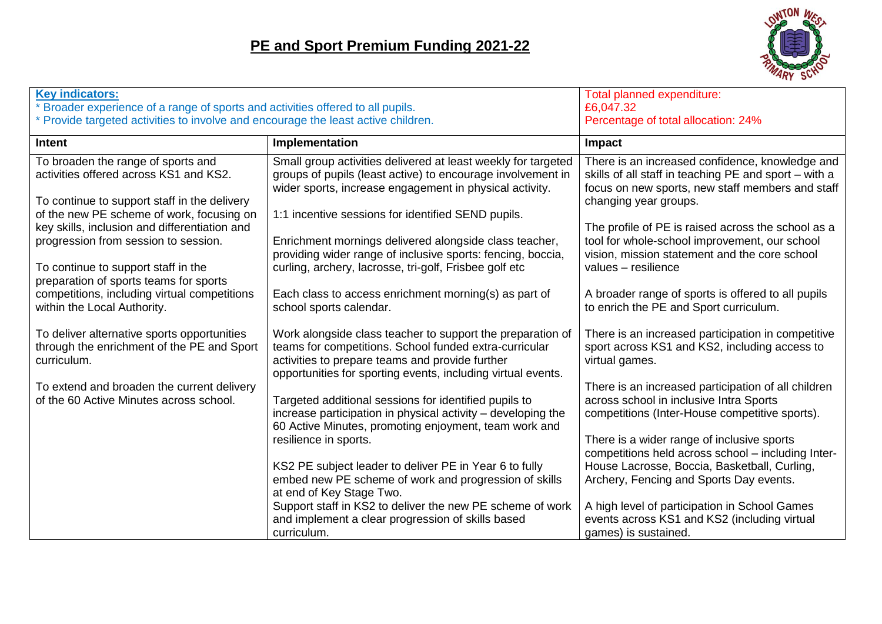# PE and Sport Premium Funding 2021-22

| **Key indicators:**<br>* Broader experience of a range of sports and activities offered to all pupils.<br>* Provide targeted activities to involve and encourage the least active children. | | Total planned expenditure:<br>£6,047.32<br>Percentage of total allocation: 24% |
|---|---|---|
| **Intent** | **Implementation** | **Impact** |
| To broaden the range of sports and activities offered across KS1 and KS2.<br><br>To continue to support staff in the delivery of the new PE scheme of work, focusing on key skills, inclusion and differentiation and progression from session to session.<br><br>To continue to support staff in the preparation of sports teams for sports competitions, including virtual competitions within the Local Authority.<br><br>To deliver alternative sports opportunities through the enrichment of the PE and Sport curriculum.<br><br>To extend and broaden the current delivery of the 60 Active Minutes across school. | Small group activities delivered at least weekly for targeted groups of pupils (least active) to encourage involvement in wider sports, increase engagement in physical activity.<br><br>1:1 incentive sessions for identified SEND pupils.<br><br>Enrichment mornings delivered alongside class teacher, providing wider range of inclusive sports: fencing, boccia, curling, archery, lacrosse, tri-golf, Frisbee golf etc<br><br>Each class to access enrichment morning(s) as part of school sports calendar.<br><br>Work alongside class teacher to support the preparation of teams for competitions. School funded extra-curricular activities to prepare teams and provide further opportunities for sporting events, including virtual events.<br><br>Targeted additional sessions for identified pupils to increase participation in physical activity – developing the 60 Active Minutes, promoting enjoyment, team work and resilience in sports.<br><br>KS2 PE subject leader to deliver PE in Year 6 to fully embed new PE scheme of work and progression of skills at end of Key Stage Two.<br>Support staff in KS2 to deliver the new PE scheme of work and implement a clear progression of skills based curriculum. | There is an increased confidence, knowledge and skills of all staff in teaching PE and sport – with a focus on new sports, new staff members and staff changing year groups.<br><br>The profile of PE is raised across the school as a tool for whole-school improvement, our school vision, mission statement and the core school values – resilience<br><br>A broader range of sports is offered to all pupils to enrich the PE and Sport curriculum.<br><br>There is an increased participation in competitive sport across KS1 and KS2, including access to virtual games.<br><br>There is an increased participation of all children across school in inclusive Intra Sports competitions (Inter-House competitive sports).<br><br>There is a wider range of inclusive sports competitions held across school – including Inter-House Lacrosse, Boccia, Basketball, Curling, Archery, Fencing and Sports Day events.<br><br>A high level of participation in School Games events across KS1 and KS2 (including virtual games) is sustained. |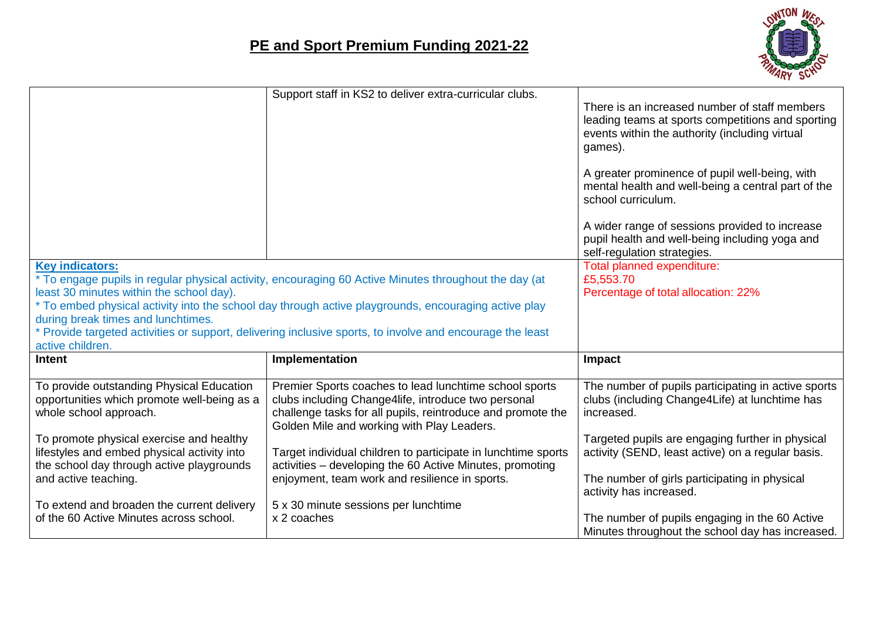## PE and Sport Premium Funding 2021-22

| | | |
|---|---|---|
| | Support staff in KS2 to deliver extra-curricular clubs. | There is an increased number of staff members leading teams at sports competitions and sporting events within the authority (including virtual games).<br><br>A greater prominence of pupil well-being, with mental health and well-being a central part of the school curriculum.<br><br>A wider range of sessions provided to increase pupil health and well-being including yoga and self-regulation strategies. |
| **Key indicators:**<br>* To engage pupils in regular physical activity, encouraging 60 Active Minutes throughout the day (at least 30 minutes within the school day).<br>* To embed physical activity into the school day through active playgrounds, encouraging active play during break times and lunchtimes.<br>* Provide targeted activities or support, delivering inclusive sports, to involve and encourage the least active children. | | Total planned expenditure:<br>£5,553.70<br>Percentage of total allocation: 22% |
| **Intent** | **Implementation** | **Impact** |
| To provide outstanding Physical Education opportunities which promote well-being as a whole school approach.<br><br>To promote physical exercise and healthy lifestyles and embed physical activity into the school day through active playgrounds and active teaching.<br><br>To extend and broaden the current delivery of the 60 Active Minutes across school. | Premier Sports coaches to lead lunchtime school sports clubs including Change4life, introduce two personal challenge tasks for all pupils, reintroduce and promote the Golden Mile and working with Play Leaders.<br><br>Target individual children to participate in lunchtime sports activities – developing the 60 Active Minutes, promoting enjoyment, team work and resilience in sports.<br><br>5 x 30 minute sessions per lunchtime<br>x 2 coaches | The number of pupils participating in active sports clubs (including Change4Life) at lunchtime has increased.<br><br>Targeted pupils are engaging further in physical activity (SEND, least active) on a regular basis.<br><br>The number of girls participating in physical activity has increased.<br><br>The number of pupils engaging in the 60 Active Minutes throughout the school day has increased. |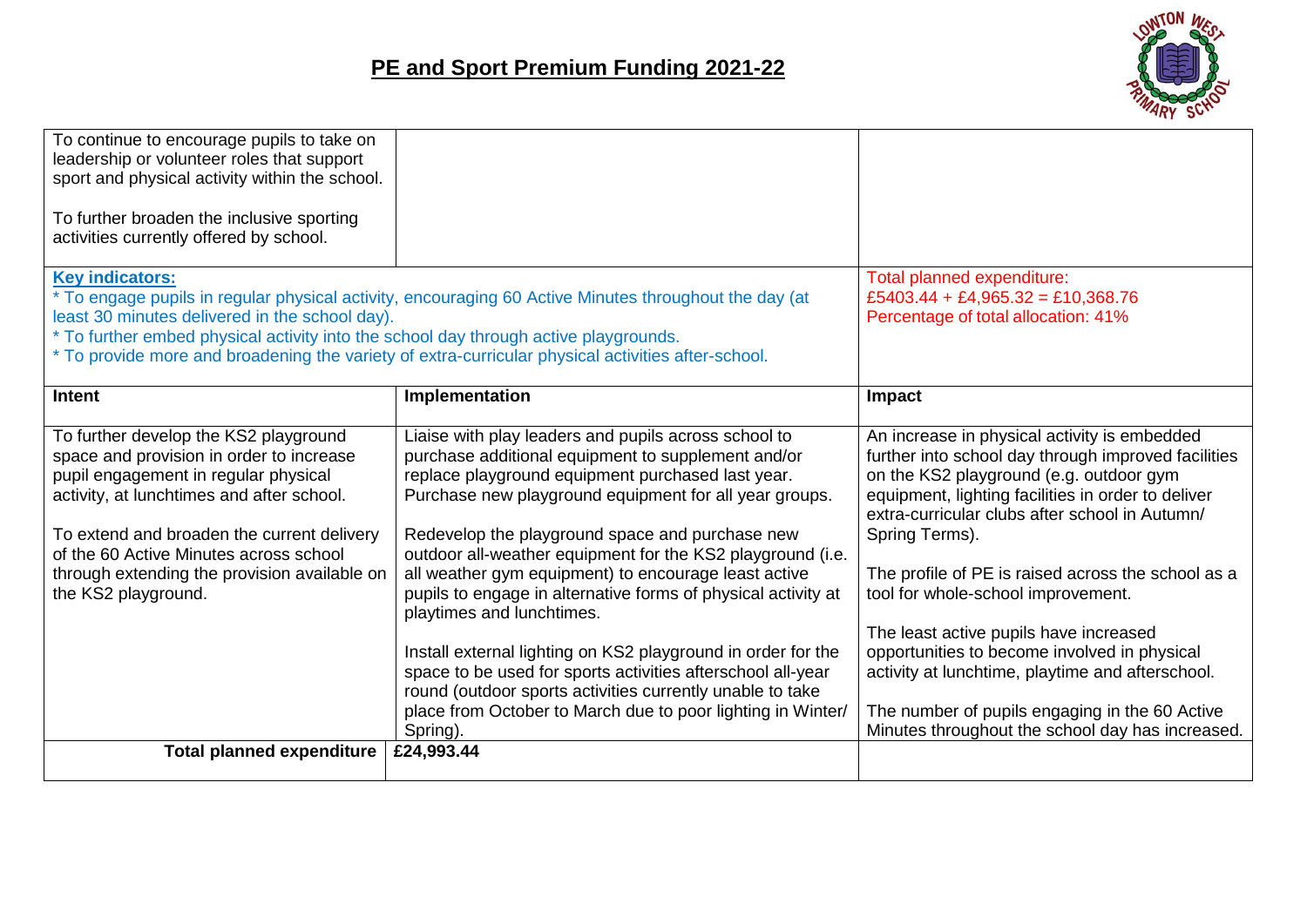## PE and Sport Premium Funding 2021-22

| | | |
|---|---|---|
| To continue to encourage pupils to take on leadership or volunteer roles that support sport and physical activity within the school.<br><br>To further broaden the inclusive sporting activities currently offered by school. | | |
| **Key indicators:**<br>* To engage pupils in regular physical activity, encouraging 60 Active Minutes throughout the day (at least 30 minutes delivered in the school day).<br>* To further embed physical activity into the school day through active playgrounds.<br>* To provide more and broadening the variety of extra-curricular physical activities after-school. | | Total planned expenditure:<br>£5403.44 + £4,965.32 = £10,368.76<br>Percentage of total allocation: 41% |
| **Intent** | **Implementation** | **Impact** |
| To further develop the KS2 playground space and provision in order to increase pupil engagement in regular physical activity, at lunchtimes and after school.<br><br>To extend and broaden the current delivery of the 60 Active Minutes across school through extending the provision available on the KS2 playground. | Liaise with play leaders and pupils across school to purchase additional equipment to supplement and/or replace playground equipment purchased last year. Purchase new playground equipment for all year groups.<br><br>Redevelop the playground space and purchase new outdoor all-weather equipment for the KS2 playground (i.e. all weather gym equipment) to encourage least active pupils to engage in alternative forms of physical activity at playtimes and lunchtimes.<br><br>Install external lighting on KS2 playground in order for the space to be used for sports activities afterschool all-year round (outdoor sports activities currently unable to take place from October to March due to poor lighting in Winter/ Spring). | An increase in physical activity is embedded further into school day through improved facilities on the KS2 playground (e.g. outdoor gym equipment, lighting facilities in order to deliver extra-curricular clubs after school in Autumn/ Spring Terms).<br><br>The profile of PE is raised across the school as a tool for whole-school improvement.<br><br>The least active pupils have increased opportunities to become involved in physical activity at lunchtime, playtime and afterschool.<br><br>The number of pupils engaging in the 60 Active Minutes throughout the school day has increased. |
| **Total planned expenditure** | **£24,993.44** | |